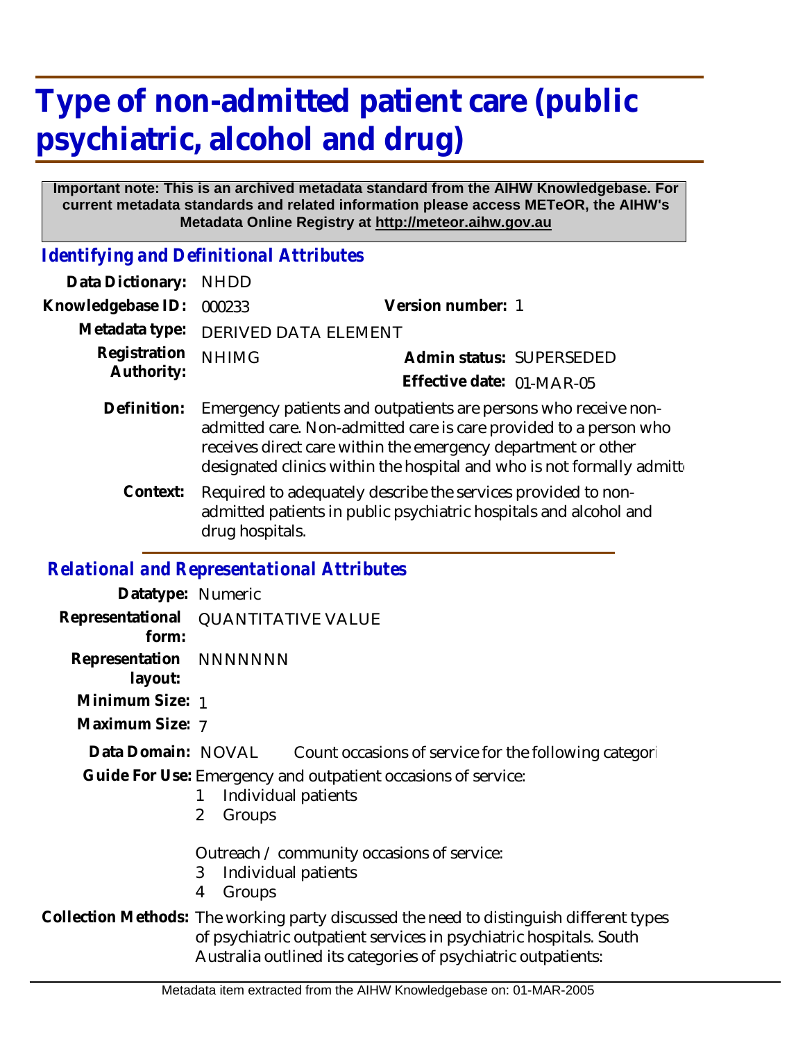# Type of non-admitted patient care (public psychiatric, alcohol and drug)

**Important note: This is an archived metadata standard from the AIHW Knowledgebase. For current metadata standards and related information please access METeOR, the AIHW's Metadata Online Registry at http://meteor.aihw.gov.au**

## *Identifying and Definitional Attributes*

**Data Dictionary:** NHDD

**Knowledgebase ID:** 000233 **Version number:** 1

**Metadata type:** DERIVED DATA ELEMENT

**Registration Authority:** NHIMG **Admin status:** SUPERSEDED

**Effective date:** 01-MAR-05

**Definition:** Emergency patients and outpatients are persons who receive non-admitted care. Non-admitted care is care provided to a person who receives direct care within the emergency department or other designated clinics within the hospital and who is not formally admitte

**Context:** Required to adequately describe the services provided to non-admitted patients in public psychiatric hospitals and alcohol and drug hospitals.

## *Relational and Representational Attributes*

**Datatype:** Numeric

**Representational form:** QUANTITATIVE VALUE

**Representation layout:** NNNNNNN

**Minimum Size:** 1

**Maximum Size:** 7

**Data Domain:** NOVAL Count occasions of service for the following categori

**Guide For Use:** Emergency and outpatient occasions of service:

1 Individual patients
2 Groups

Outreach / community occasions of service:

3 Individual patients
4 Groups

**Collection Methods:** The working party discussed the need to distinguish different types of psychiatric outpatient services in psychiatric hospitals. South Australia outlined its categories of psychiatric outpatients: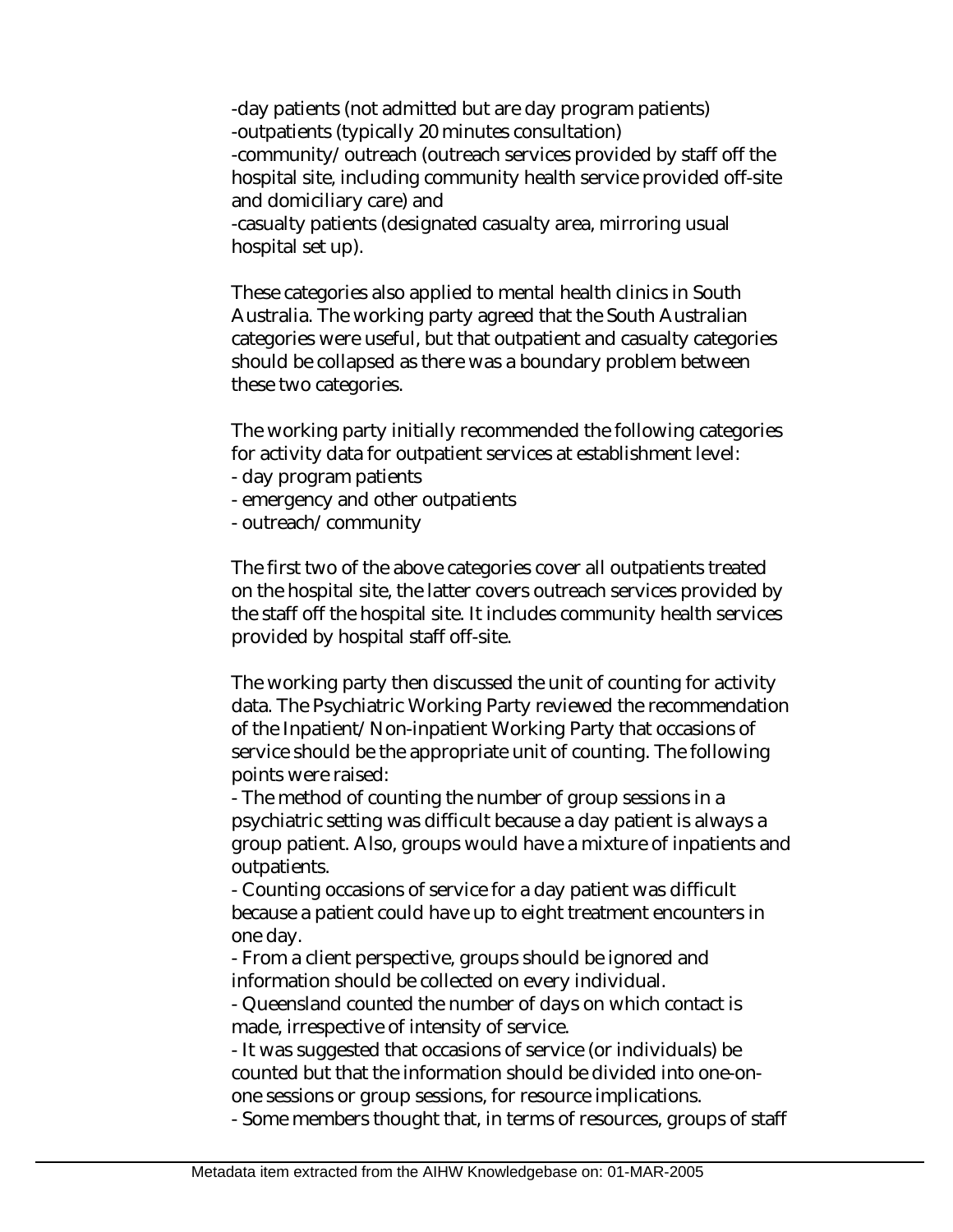-day patients (not admitted but are day program patients)
-outpatients (typically 20 minutes consultation)
-community/outreach (outreach services provided by staff off the hospital site, including community health service provided off-site and domiciliary care) and
-casualty patients (designated casualty area, mirroring usual hospital set up).

These categories also applied to mental health clinics in South Australia. The working party agreed that the South Australian categories were useful, but that outpatient and casualty categories should be collapsed as there was a boundary problem between these two categories.

The working party initially recommended the following categories for activity data for outpatient services at establishment level:
- day program patients
- emergency and other outpatients
- outreach/community

The first two of the above categories cover all outpatients treated on the hospital site, the latter covers outreach services provided by the staff off the hospital site. It includes community health services provided by hospital staff off-site.

The working party then discussed the unit of counting for activity data. The Psychiatric Working Party reviewed the recommendation of the Inpatient/Non-inpatient Working Party that occasions of service should be the appropriate unit of counting. The following points were raised:
- The method of counting the number of group sessions in a psychiatric setting was difficult because a day patient is always a group patient. Also, groups would have a mixture of inpatients and outpatients.
- Counting occasions of service for a day patient was difficult because a patient could have up to eight treatment encounters in one day.
- From a client perspective, groups should be ignored and information should be collected on every individual.
- Queensland counted the number of days on which contact is made, irrespective of intensity of service.
- It was suggested that occasions of service (or individuals) be counted but that the information should be divided into one-on-one sessions or group sessions, for resource implications.
- Some members thought that, in terms of resources, groups of staff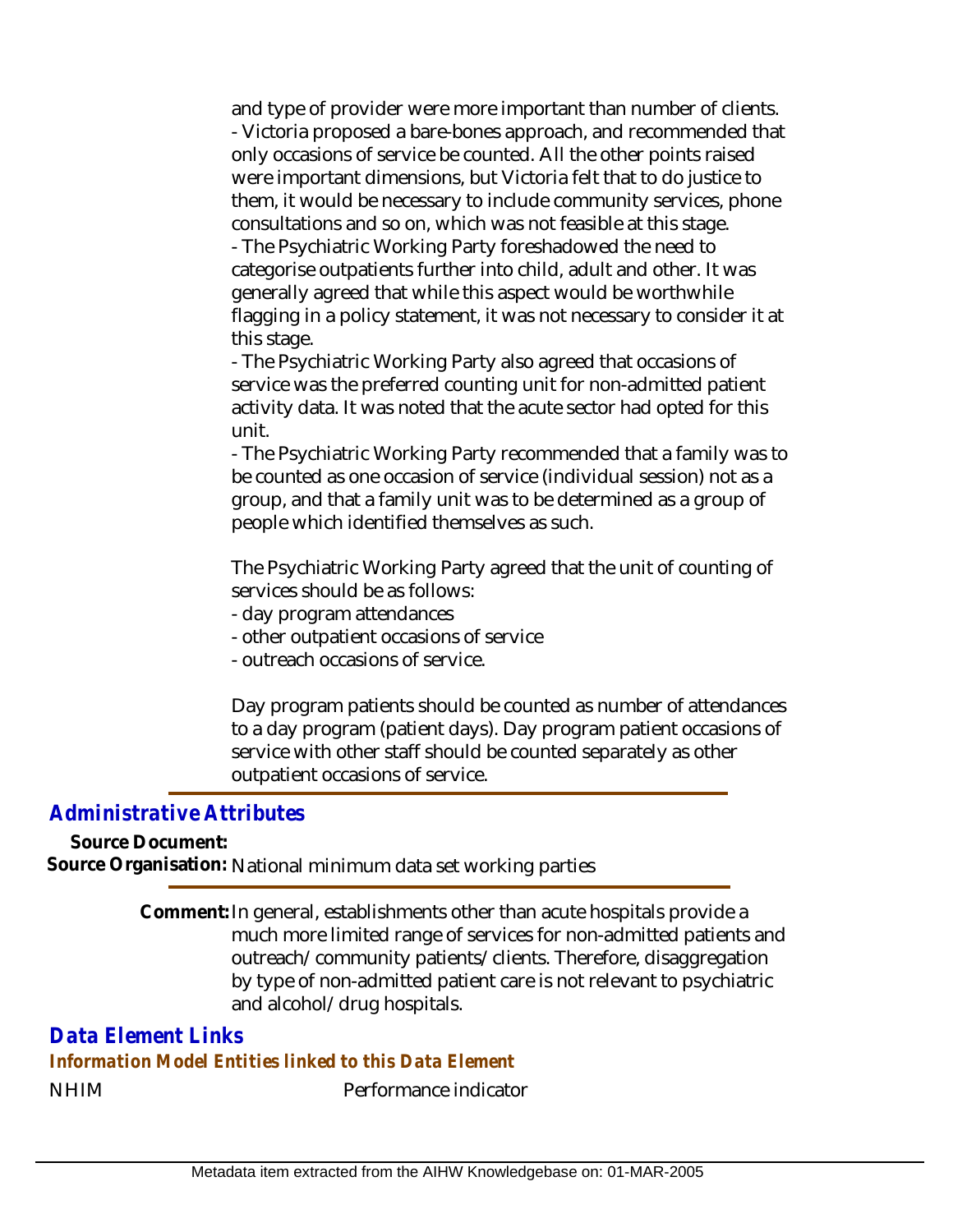and type of provider were more important than number of clients.

- Victoria proposed a bare-bones approach, and recommended that only occasions of service be counted. All the other points raised were important dimensions, but Victoria felt that to do justice to them, it would be necessary to include community services, phone consultations and so on, which was not feasible at this stage.
- The Psychiatric Working Party foreshadowed the need to categorise outpatients further into child, adult and other. It was generally agreed that while this aspect would be worthwhile flagging in a policy statement, it was not necessary to consider it at this stage.
- The Psychiatric Working Party also agreed that occasions of service was the preferred counting unit for non-admitted patient activity data. It was noted that the acute sector had opted for this unit.
- The Psychiatric Working Party recommended that a family was to be counted as one occasion of service (individual session) not as a group, and that a family unit was to be determined as a group of people which identified themselves as such.

The Psychiatric Working Party agreed that the unit of counting of services should be as follows:

- day program attendances
- other outpatient occasions of service
- outreach occasions of service.

Day program patients should be counted as number of attendances to a day program (patient days). Day program patient occasions of service with other staff should be counted separately as other outpatient occasions of service.

## Administrative Attributes

**Source Document:**

**Source Organisation:** National minimum data set working parties

**Comment:** In general, establishments other than acute hospitals provide a much more limited range of services for non-admitted patients and outreach/community patients/clients. Therefore, disaggregation by type of non-admitted patient care is not relevant to psychiatric and alcohol/drug hospitals.

## Data Element Links

### Information Model Entities linked to this Data Element

NHIM Performance indicator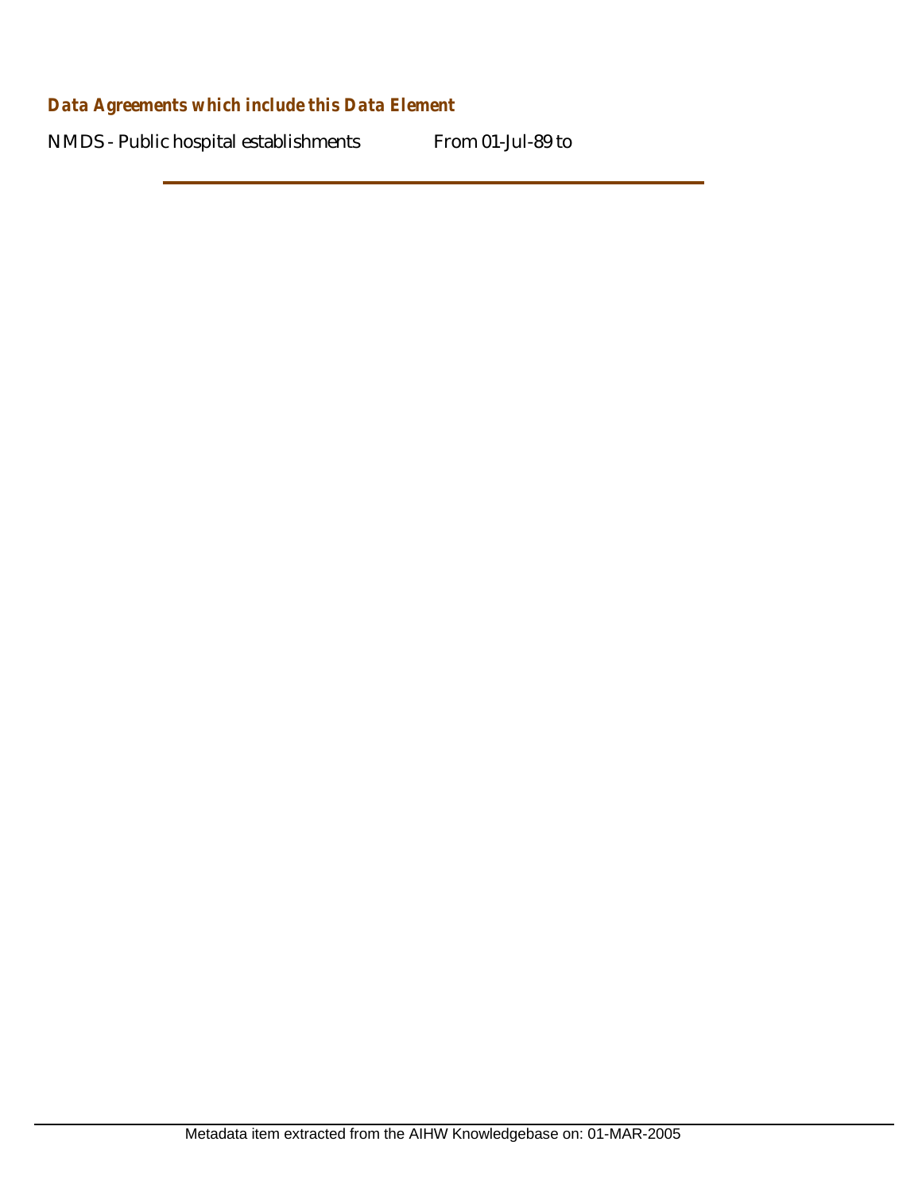### Data Agreements which include this Data Element

NMDS - Public hospital establishments From 01-Jul-89 to

Metadata item extracted from the AIHW Knowledgebase on: 01-MAR-2005